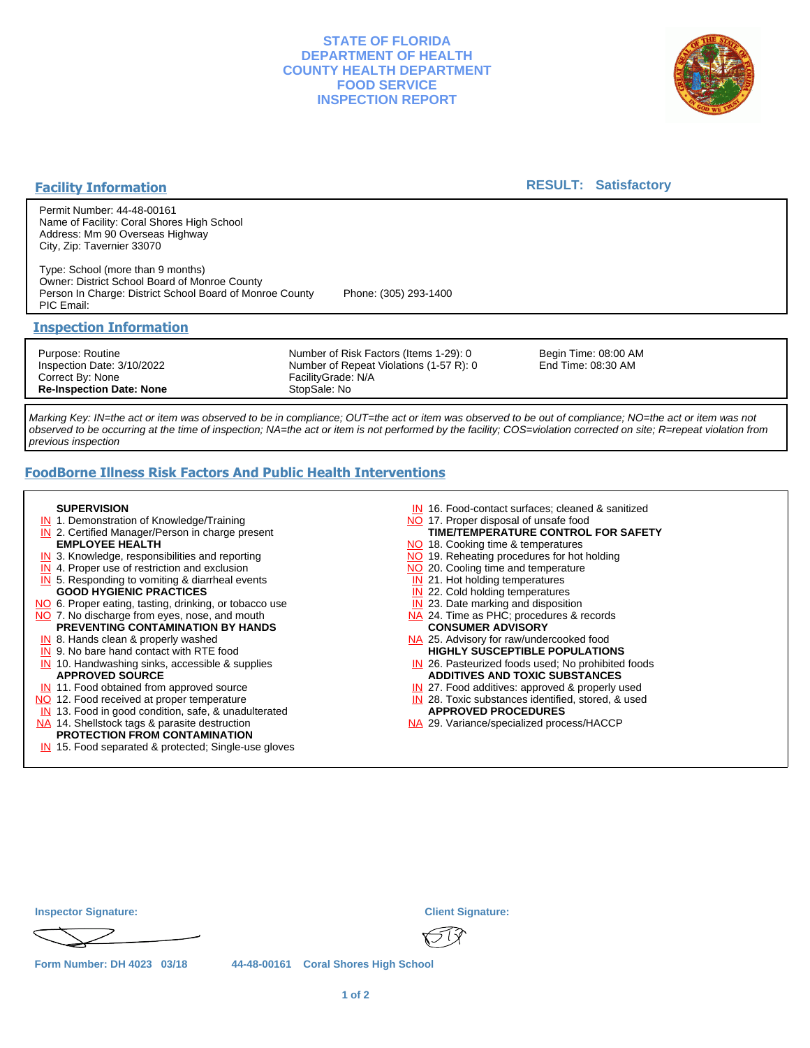# STATE OF FLORIDA
# DEPARTMENT OF HEALTH
# COUNTY HEALTH DEPARTMENT
# FOOD SERVICE
# INSPECTION REPORT

## Facility Information

**RESULT: Satisfactory**

Permit Number: 44-48-00161
Name of Facility: Coral Shores High School
Address: Mm 90 Overseas Highway
City, Zip: Tavernier 33070

Type: School (more than 9 months)
Owner: District School Board of Monroe County
Person In Charge: District School Board of Monroe County    Phone: (305) 293-1400
PIC Email:

## Inspection Information

| | | |
|---|---|---|
| Purpose: Routine | Number of Risk Factors (Items 1-29): 0 | Begin Time: 08:00 AM |
| Inspection Date: 3/10/2022 | Number of Repeat Violations (1-57 R): 0 | End Time: 08:30 AM |
| Correct By: None | FacilityGrade: N/A | |
| **Re-Inspection Date: None** | StopSale: No | |

*Marking Key: IN=the act or item was observed to be in compliance; OUT=the act or item was observed to be out of compliance; NO=the act or item was not observed to be occurring at the time of inspection; NA=the act or item is not performed by the facility; COS=violation corrected on site; R=repeat violation from previous inspection*

## FoodBorne Illness Risk Factors And Public Health Interventions

**SUPERVISION**
- IN 1. Demonstration of Knowledge/Training
- IN 2. Certified Manager/Person in charge present

**EMPLOYEE HEALTH**
- IN 3. Knowledge, responsibilities and reporting
- IN 4. Proper use of restriction and exclusion
- IN 5. Responding to vomiting & diarrheal events

**GOOD HYGIENIC PRACTICES**
- NO 6. Proper eating, tasting, drinking, or tobacco use
- NO 7. No discharge from eyes, nose, and mouth

**PREVENTING CONTAMINATION BY HANDS**
- IN 8. Hands clean & properly washed
- IN 9. No bare hand contact with RTE food
- IN 10. Handwashing sinks, accessible & supplies

**APPROVED SOURCE**
- IN 11. Food obtained from approved source
- NO 12. Food received at proper temperature
- IN 13. Food in good condition, safe, & unadulterated
- NA 14. Shellstock tags & parasite destruction

**PROTECTION FROM CONTAMINATION**
- IN 15. Food separated & protected; Single-use gloves
- IN 16. Food-contact surfaces; cleaned & sanitized
- NO 17. Proper disposal of unsafe food

**TIME/TEMPERATURE CONTROL FOR SAFETY**
- NO 18. Cooking time & temperatures
- NO 19. Reheating procedures for hot holding
- NO 20. Cooling time and temperature
- IN 21. Hot holding temperatures
- IN 22. Cold holding temperatures
- IN 23. Date marking and disposition
- NA 24. Time as PHC; procedures & records

**CONSUMER ADVISORY**
- NA 25. Advisory for raw/undercooked food

**HIGHLY SUSCEPTIBLE POPULATIONS**
- IN 26. Pasteurized foods used; No prohibited foods

**ADDITIVES AND TOXIC SUBSTANCES**
- IN 27. Food additives: approved & properly used
- IN 28. Toxic substances identified, stored, & used

**APPROVED PROCEDURES**
- NA 29. Variance/specialized process/HACCP

**Inspector Signature:**

**Client Signature:**

Form Number: DH 4023 03/18    44-48-00161 Coral Shores High School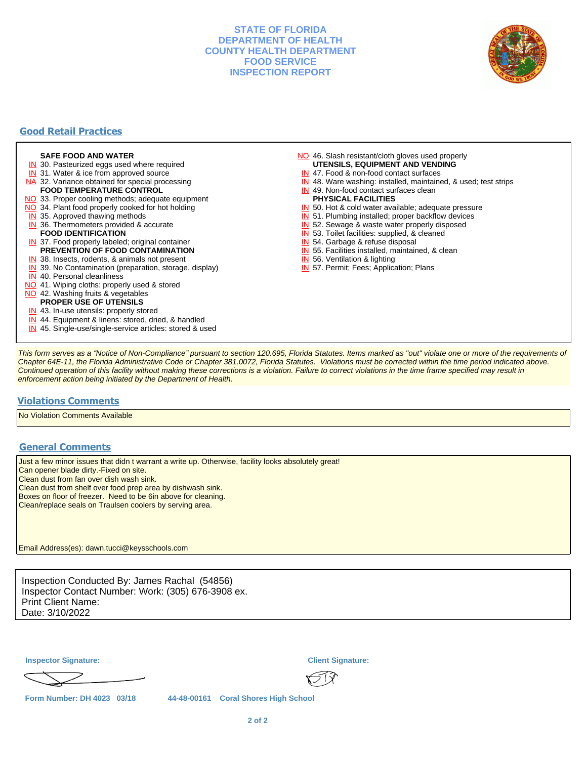**STATE OF FLORIDA**
**DEPARTMENT OF HEALTH**
**COUNTY HEALTH DEPARTMENT**
**FOOD SERVICE**
**INSPECTION REPORT**

## Good Retail Practices

**SAFE FOOD AND WATER**

- IN 30. Pasteurized eggs used where required
- IN 31. Water & ice from approved source
- NA 32. Variance obtained for special processing

**FOOD TEMPERATURE CONTROL**

- NO 33. Proper cooling methods; adequate equipment
- NO 34. Plant food properly cooked for hot holding
- IN 35. Approved thawing methods
- IN 36. Thermometers provided & accurate

**FOOD IDENTIFICATION**

- IN 37. Food properly labeled; original container

**PREVENTION OF FOOD CONTAMINATION**

- IN 38. Insects, rodents, & animals not present
- IN 39. No Contamination (preparation, storage, display)
- IN 40. Personal cleanliness
- NO 41. Wiping cloths: properly used & stored
- NO 42. Washing fruits & vegetables

**PROPER USE OF UTENSILS**

- IN 43. In-use utensils: properly stored
- IN 44. Equipment & linens: stored, dried, & handled
- IN 45. Single-use/single-service articles: stored & used
- NO 46. Slash resistant/cloth gloves used properly

**UTENSILS, EQUIPMENT AND VENDING**

- IN 47. Food & non-food contact surfaces
- IN 48. Ware washing: installed, maintained, & used; test strips
- IN 49. Non-food contact surfaces clean

**PHYSICAL FACILITIES**

- IN 50. Hot & cold water available; adequate pressure
- IN 51. Plumbing installed; proper backflow devices
- IN 52. Sewage & waste water properly disposed
- IN 53. Toilet facilities: supplied, & cleaned
- IN 54. Garbage & refuse disposal
- IN 55. Facilities installed, maintained, & clean
- IN 56. Ventilation & lighting
- IN 57. Permit; Fees; Application; Plans

*This form serves as a "Notice of Non-Compliance" pursuant to section 120.695, Florida Statutes. Items marked as "out" violate one or more of the requirements of Chapter 64E-11, the Florida Administrative Code or Chapter 381.0072, Florida Statutes. Violations must be corrected within the time period indicated above. Continued operation of this facility without making these corrections is a violation. Failure to correct violations in the time frame specified may result in enforcement action being initiated by the Department of Health.*

## Violations Comments

No Violation Comments Available

## General Comments

Just a few minor issues that didn t warrant a write up. Otherwise, facility looks absolutely great!
Can opener blade dirty.-Fixed on site.
Clean dust from fan over dish wash sink.
Clean dust from shelf over food prep area by dishwash sink.
Boxes on floor of freezer. Need to be 6in above for cleaning.
Clean/replace seals on Traulsen coolers by serving area.

Email Address(es): dawn.tucci@keysschools.com

Inspection Conducted By: James Rachal (54856)
Inspector Contact Number: Work: (305) 676-3908 ex.
Print Client Name:
Date: 3/10/2022

**Inspector Signature:**

**Client Signature:**

**Form Number: DH 4023 03/18** 44-48-00161 Coral Shores High School